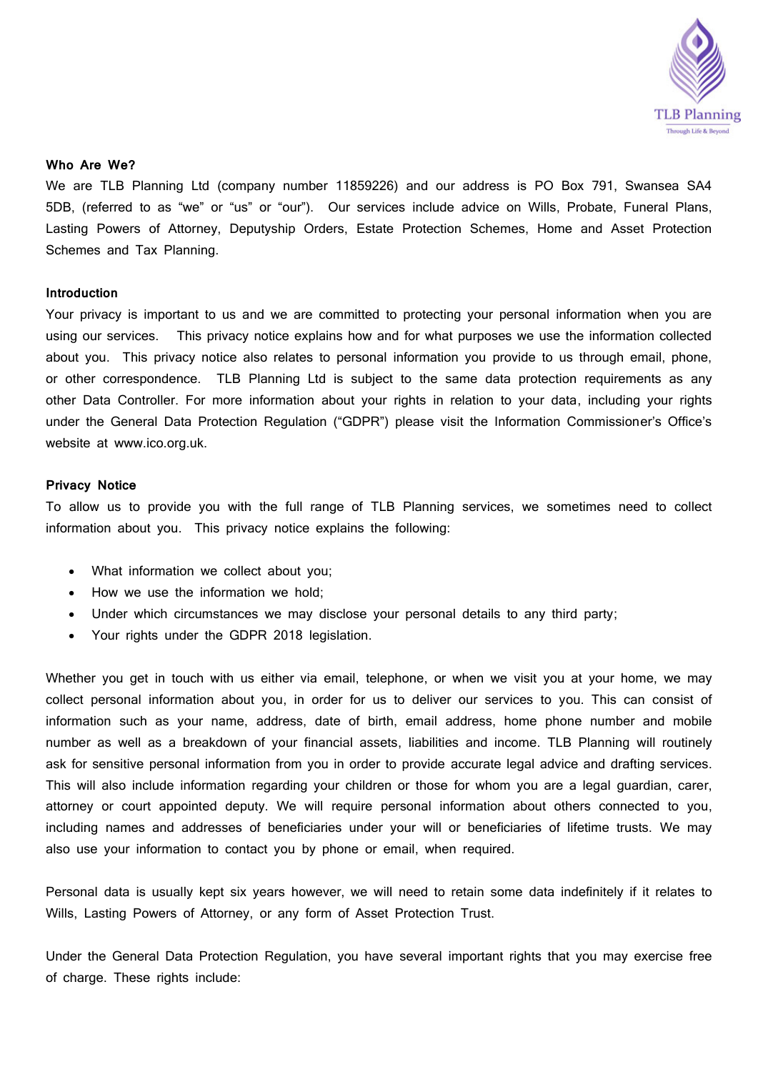## Who Are We?

We are TLB Planning Ltd (company number 11859226) and our address is PO Box 791, Swansea SA4 5DB, (referred to as “we” or “us” or “our”). Our services include advice on Wills, Probate, Funeral Plans, Lasting Powers of Attorney, Deputyship Orders, Estate Protection Schemes, Home and Asset Protection Schemes and Tax Planning.

## Introduction

Your privacy is important to us and we are committed to protecting your personal information when you are using our services. This privacy notice explains how and for what purposes we use the information collected about you. This privacy notice also relates to personal information you provide to us through email, phone, or other correspondence. TLB Planning Ltd is subject to the same data protection requirements as any other Data Controller. For more information about your rights in relation to your data, including your rights under the General Data Protection Regulation (“GDPR”) please visit the Information Commissioner’s Office’s website at www.ico.org.uk.

## Privacy Notice

To allow us to provide you with the full range of TLB Planning services, we sometimes need to collect information about you. This privacy notice explains the following:

- What information we collect about you;
- How we use the information we hold;
- Under which circumstances we may disclose your personal details to any third party;
- Your rights under the GDPR 2018 legislation.

Whether you get in touch with us either via email, telephone, or when we visit you at your home, we may collect personal information about you, in order for us to deliver our services to you. This can consist of information such as your name, address, date of birth, email address, home phone number and mobile number as well as a breakdown of your financial assets, liabilities and income. TLB Planning will routinely ask for sensitive personal information from you in order to provide accurate legal advice and drafting services. This will also include information regarding your children or those for whom you are a legal guardian, carer, attorney or court appointed deputy. We will require personal information about others connected to you, including names and addresses of beneficiaries under your will or beneficiaries of lifetime trusts. We may also use your information to contact you by phone or email, when required.

Personal data is usually kept six years however, we will need to retain some data indefinitely if it relates to Wills, Lasting Powers of Attorney, or any form of Asset Protection Trust.

Under the General Data Protection Regulation, you have several important rights that you may exercise free of charge. These rights include: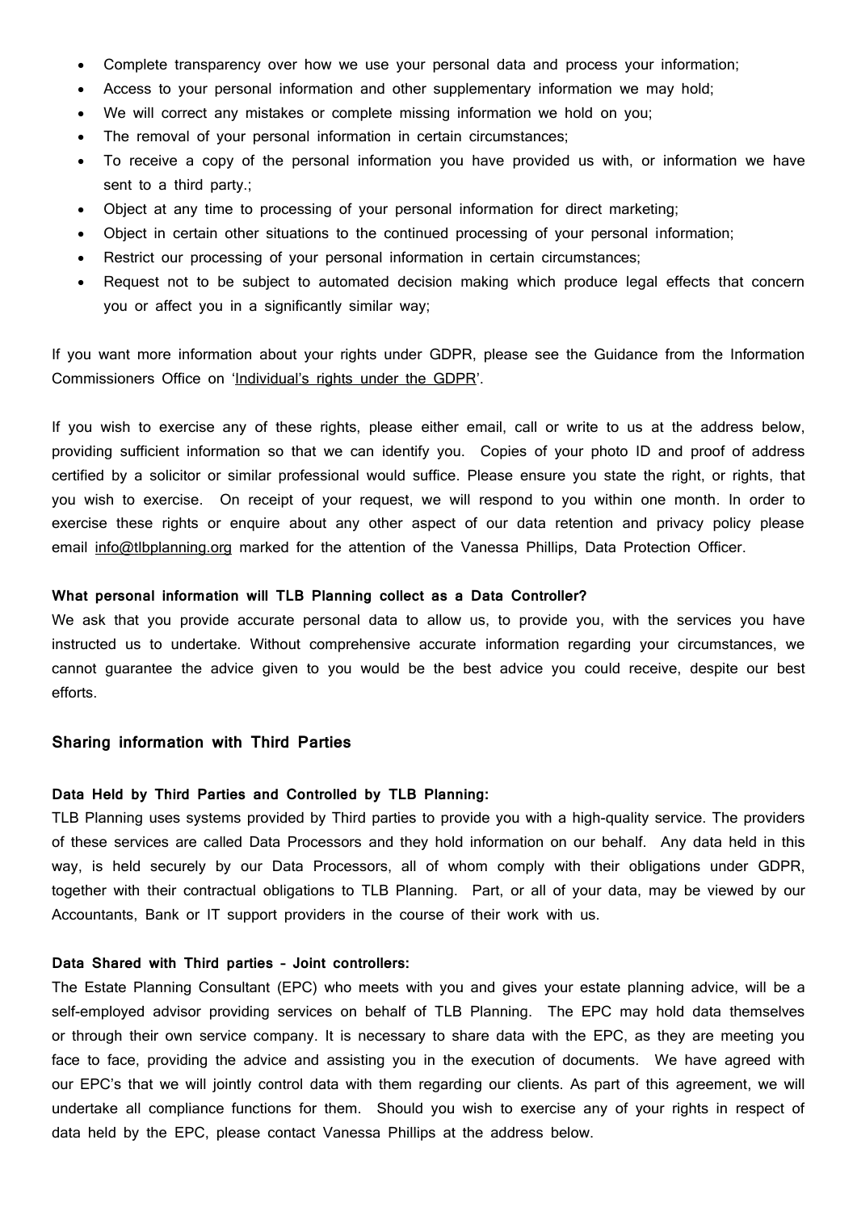- Complete transparency over how we use your personal data and process your information;
- Access to your personal information and other supplementary information we may hold;
- We will correct any mistakes or complete missing information we hold on you;
- The removal of your personal information in certain circumstances;
- To receive a copy of the personal information you have provided us with, or information we have sent to a third party.;
- Object at any time to processing of your personal information for direct marketing;
- Object in certain other situations to the continued processing of your personal information;
- Restrict our processing of your personal information in certain circumstances;
- Request not to be subject to automated decision making which produce legal effects that concern you or affect you in a significantly similar way;

If you want more information about your rights under GDPR, please see the Guidance from the Information Commissioners Office on 'Individual's rights under the GDPR'.

If you wish to exercise any of these rights, please either email, call or write to us at the address below, providing sufficient information so that we can identify you. Copies of your photo ID and proof of address certified by a solicitor or similar professional would suffice. Please ensure you state the right, or rights, that you wish to exercise. On receipt of your request, we will respond to you within one month. In order to exercise these rights or enquire about any other aspect of our data retention and privacy policy please email info@tlbplanning.org marked for the attention of the Vanessa Phillips, Data Protection Officer.

**What personal information will TLB Planning collect as a Data Controller?**

We ask that you provide accurate personal data to allow us, to provide you, with the services you have instructed us to undertake. Without comprehensive accurate information regarding your circumstances, we cannot guarantee the advice given to you would be the best advice you could receive, despite our best efforts.

## Sharing information with Third Parties

**Data Held by Third Parties and Controlled by TLB Planning:**

TLB Planning uses systems provided by Third parties to provide you with a high-quality service. The providers of these services are called Data Processors and they hold information on our behalf. Any data held in this way, is held securely by our Data Processors, all of whom comply with their obligations under GDPR, together with their contractual obligations to TLB Planning. Part, or all of your data, may be viewed by our Accountants, Bank or IT support providers in the course of their work with us.

**Data Shared with Third parties – Joint controllers:**

The Estate Planning Consultant (EPC) who meets with you and gives your estate planning advice, will be a self-employed advisor providing services on behalf of TLB Planning. The EPC may hold data themselves or through their own service company. It is necessary to share data with the EPC, as they are meeting you face to face, providing the advice and assisting you in the execution of documents. We have agreed with our EPC's that we will jointly control data with them regarding our clients. As part of this agreement, we will undertake all compliance functions for them. Should you wish to exercise any of your rights in respect of data held by the EPC, please contact Vanessa Phillips at the address below.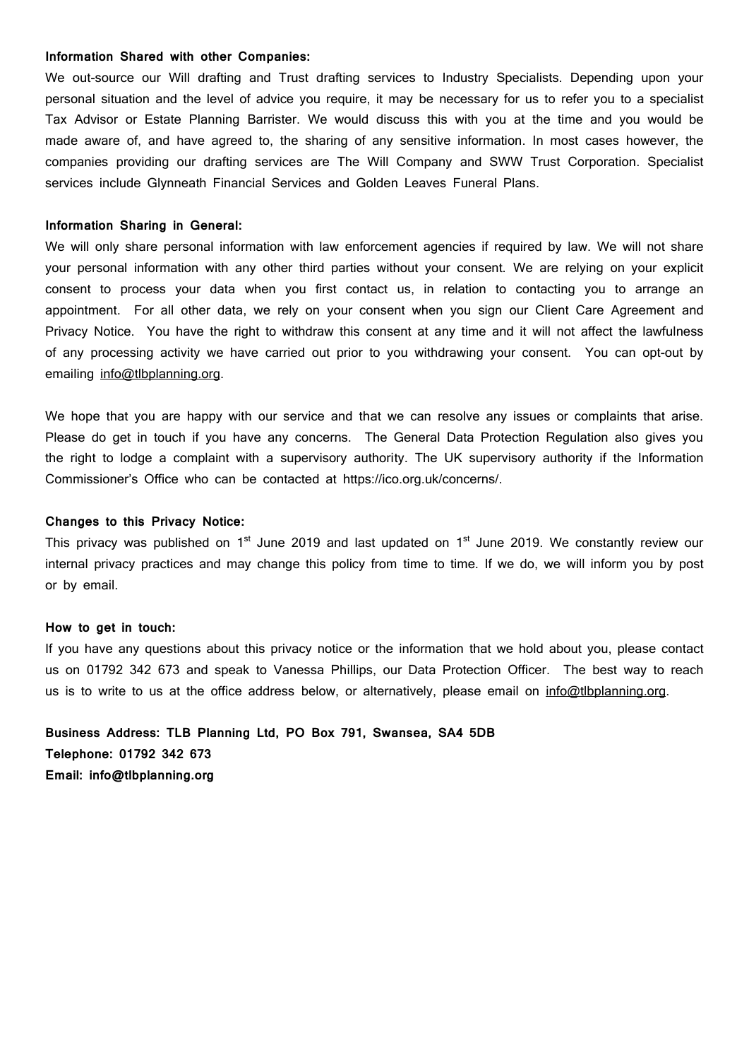**Information Shared with other Companies:**

We out-source our Will drafting and Trust drafting services to Industry Specialists. Depending upon your personal situation and the level of advice you require, it may be necessary for us to refer you to a specialist Tax Advisor or Estate Planning Barrister. We would discuss this with you at the time and you would be made aware of, and have agreed to, the sharing of any sensitive information. In most cases however, the companies providing our drafting services are The Will Company and SWW Trust Corporation. Specialist services include Glynneath Financial Services and Golden Leaves Funeral Plans.

**Information Sharing in General:**

We will only share personal information with law enforcement agencies if required by law. We will not share your personal information with any other third parties without your consent. We are relying on your explicit consent to process your data when you first contact us, in relation to contacting you to arrange an appointment. For all other data, we rely on your consent when you sign our Client Care Agreement and Privacy Notice. You have the right to withdraw this consent at any time and it will not affect the lawfulness of any processing activity we have carried out prior to you withdrawing your consent. You can opt-out by emailing info@tlbplanning.org.

We hope that you are happy with our service and that we can resolve any issues or complaints that arise. Please do get in touch if you have any concerns. The General Data Protection Regulation also gives you the right to lodge a complaint with a supervisory authority. The UK supervisory authority if the Information Commissioner's Office who can be contacted at https://ico.org.uk/concerns/.

**Changes to this Privacy Notice:**

This privacy was published on 1st June 2019 and last updated on 1st June 2019. We constantly review our internal privacy practices and may change this policy from time to time. If we do, we will inform you by post or by email.

**How to get in touch:**

If you have any questions about this privacy notice or the information that we hold about you, please contact us on 01792 342 673 and speak to Vanessa Phillips, our Data Protection Officer. The best way to reach us is to write to us at the office address below, or alternatively, please email on info@tlbplanning.org.

**Business Address: TLB Planning Ltd, PO Box 791, Swansea, SA4 5DB**
**Telephone: 01792 342 673**
**Email: info@tlbplanning.org**